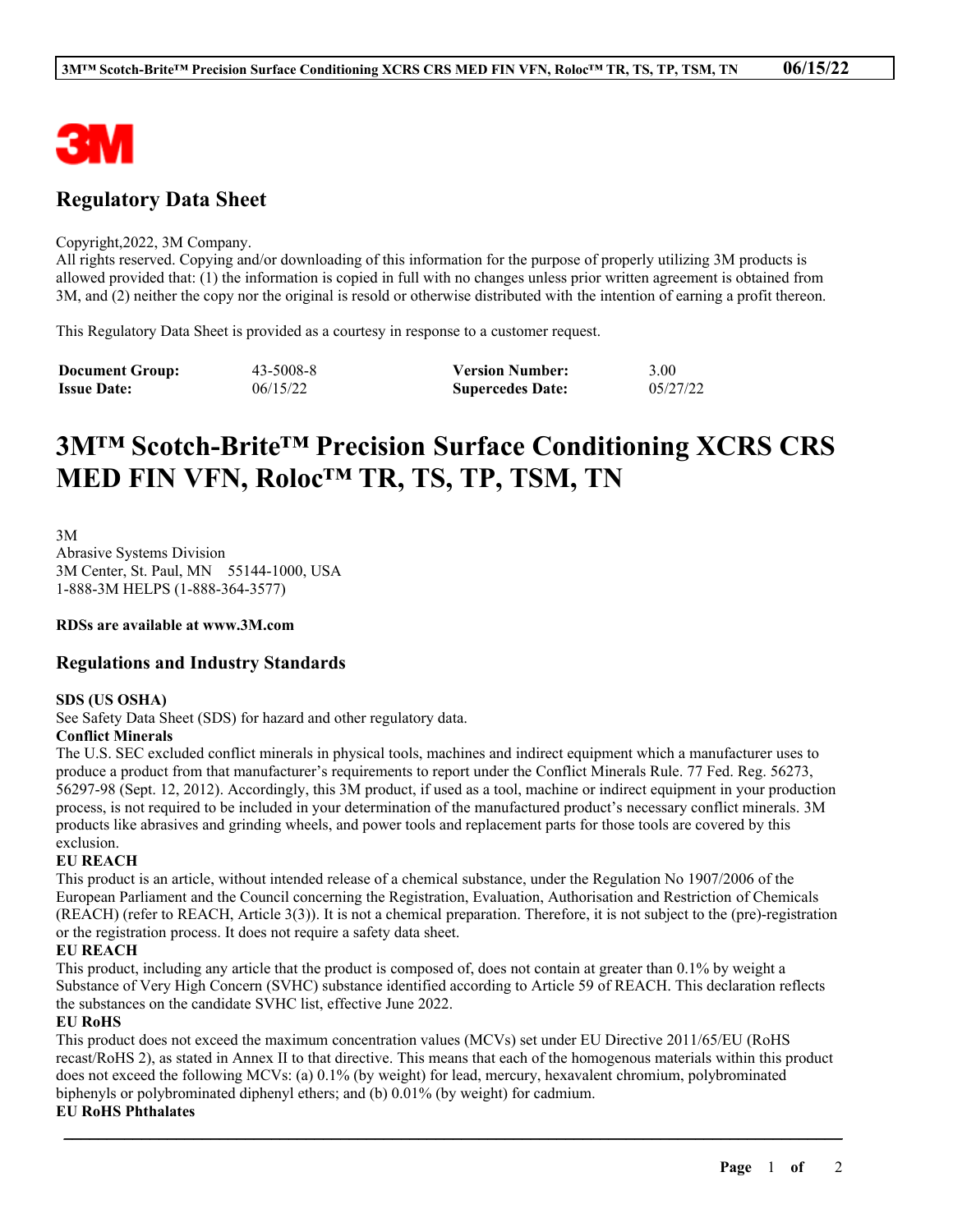## Regulatory Data Sheet

Copyright,2022, 3M Company.
All rights reserved. Copying and/or downloading of this information for the purpose of properly utilizing 3M products is allowed provided that: (1) the information is copied in full with no changes unless prior written agreement is obtained from 3M, and (2) neither the copy nor the original is resold or otherwise distributed with the intention of earning a profit thereon.

This Regulatory Data Sheet is provided as a courtesy in response to a customer request.

| **Document Group:** | 43-5008-8 | **Version Number:** | 3.00 |
|---|---|---|---|
| **Issue Date:** | 06/15/22 | **Supercedes Date:** | 05/27/22 |

# 3M™ Scotch-Brite™ Precision Surface Conditioning XCRS CRS MED FIN VFN, Roloc™ TR, TS, TP, TSM, TN

3M
Abrasive Systems Division
3M Center, St. Paul, MN 55144-1000, USA
1-888-3M HELPS (1-888-364-3577)

**RDSs are available at www.3M.com**

## Regulations and Industry Standards

**SDS (US OSHA)**
See Safety Data Sheet (SDS) for hazard and other regulatory data.

**Conflict Minerals**
The U.S. SEC excluded conflict minerals in physical tools, machines and indirect equipment which a manufacturer uses to produce a product from that manufacturer's requirements to report under the Conflict Minerals Rule. 77 Fed. Reg. 56273, 56297-98 (Sept. 12, 2012). Accordingly, this 3M product, if used as a tool, machine or indirect equipment in your production process, is not required to be included in your determination of the manufactured product's necessary conflict minerals. 3M products like abrasives and grinding wheels, and power tools and replacement parts for those tools are covered by this exclusion.

**EU REACH**
This product is an article, without intended release of a chemical substance, under the Regulation No 1907/2006 of the European Parliament and the Council concerning the Registration, Evaluation, Authorisation and Restriction of Chemicals (REACH) (refer to REACH, Article 3(3)). It is not a chemical preparation. Therefore, it is not subject to the (pre)-registration or the registration process. It does not require a safety data sheet.

**EU REACH**
This product, including any article that the product is composed of, does not contain at greater than 0.1% by weight a Substance of Very High Concern (SVHC) substance identified according to Article 59 of REACH. This declaration reflects the substances on the candidate SVHC list, effective June 2022.

**EU RoHS**
This product does not exceed the maximum concentration values (MCVs) set under EU Directive 2011/65/EU (RoHS recast/RoHS 2), as stated in Annex II to that directive. This means that each of the homogenous materials within this product does not exceed the following MCVs: (a) 0.1% (by weight) for lead, mercury, hexavalent chromium, polybrominated biphenyls or polybrominated diphenyl ethers; and (b) 0.01% (by weight) for cadmium.

**EU RoHS Phthalates**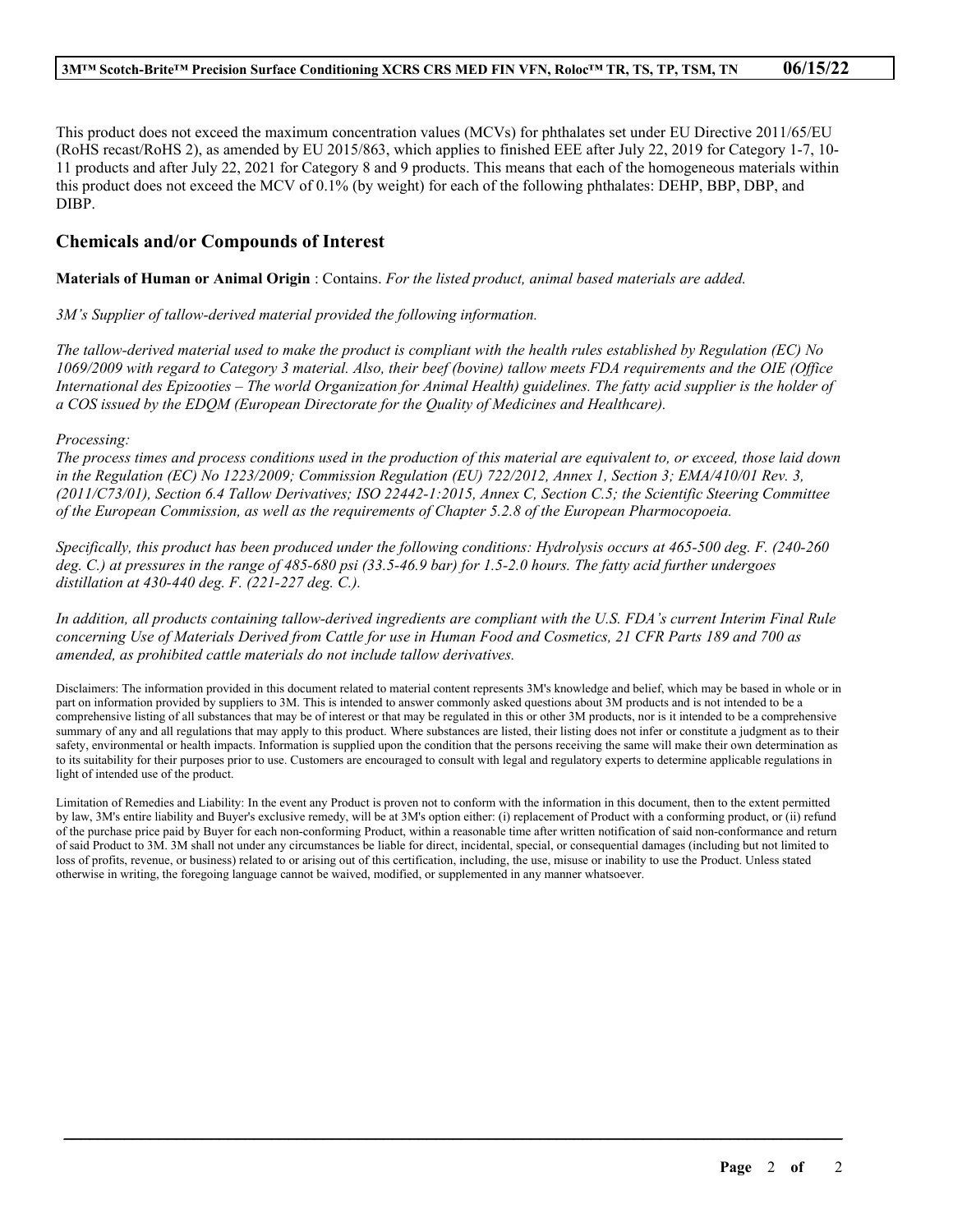This product does not exceed the maximum concentration values (MCVs) for phthalates set under EU Directive 2011/65/EU (RoHS recast/RoHS 2), as amended by EU 2015/863, which applies to finished EEE after July 22, 2019 for Category 1-7, 10-11 products and after July 22, 2021 for Category 8 and 9 products. This means that each of the homogeneous materials within this product does not exceed the MCV of 0.1% (by weight) for each of the following phthalates: DEHP, BBP, DBP, and DIBP.

## Chemicals and/or Compounds of Interest

**Materials of Human or Animal Origin** : Contains. *For the listed product, animal based materials are added.*

*3M's Supplier of tallow-derived material provided the following information.*

*The tallow-derived material used to make the product is compliant with the health rules established by Regulation (EC) No 1069/2009 with regard to Category 3 material. Also, their beef (bovine) tallow meets FDA requirements and the OIE (Office International des Epizooties – The world Organization for Animal Health) guidelines. The fatty acid supplier is the holder of a COS issued by the EDQM (European Directorate for the Quality of Medicines and Healthcare).*

*Processing:*
*The process times and process conditions used in the production of this material are equivalent to, or exceed, those laid down in the Regulation (EC) No 1223/2009; Commission Regulation (EU) 722/2012, Annex 1, Section 3; EMA/410/01 Rev. 3, (2011/C73/01), Section 6.4 Tallow Derivatives; ISO 22442-1:2015, Annex C, Section C.5; the Scientific Steering Committee of the European Commission, as well as the requirements of Chapter 5.2.8 of the European Pharmocopoeia.*

*Specifically, this product has been produced under the following conditions: Hydrolysis occurs at 465-500 deg. F. (240-260 deg. C.) at pressures in the range of 485-680 psi (33.5-46.9 bar) for 1.5-2.0 hours. The fatty acid further undergoes distillation at 430-440 deg. F. (221-227 deg. C.).*

*In addition, all products containing tallow-derived ingredients are compliant with the U.S. FDA's current Interim Final Rule concerning Use of Materials Derived from Cattle for use in Human Food and Cosmetics, 21 CFR Parts 189 and 700 as amended, as prohibited cattle materials do not include tallow derivatives.*

Disclaimers: The information provided in this document related to material content represents 3M's knowledge and belief, which may be based in whole or in part on information provided by suppliers to 3M. This is intended to answer commonly asked questions about 3M products and is not intended to be a comprehensive listing of all substances that may be of interest or that may be regulated in this or other 3M products, nor is it intended to be a comprehensive summary of any and all regulations that may apply to this product. Where substances are listed, their listing does not infer or constitute a judgment as to their safety, environmental or health impacts. Information is supplied upon the condition that the persons receiving the same will make their own determination as to its suitability for their purposes prior to use. Customers are encouraged to consult with legal and regulatory experts to determine applicable regulations in light of intended use of the product.

Limitation of Remedies and Liability: In the event any Product is proven not to conform with the information in this document, then to the extent permitted by law, 3M's entire liability and Buyer's exclusive remedy, will be at 3M's option either: (i) replacement of Product with a conforming product, or (ii) refund of the purchase price paid by Buyer for each non-conforming Product, within a reasonable time after written notification of said non-conformance and return of said Product to 3M. 3M shall not under any circumstances be liable for direct, incidental, special, or consequential damages (including but not limited to loss of profits, revenue, or business) related to or arising out of this certification, including, the use, misuse or inability to use the Product. Unless stated otherwise in writing, the foregoing language cannot be waived, modified, or supplemented in any manner whatsoever.